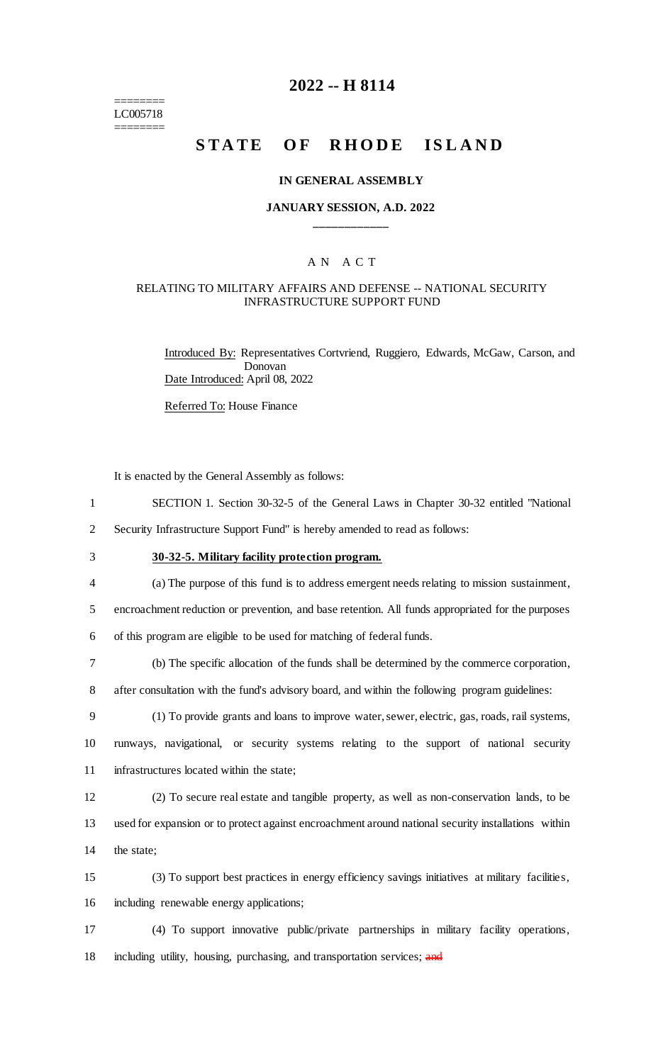========
LC005718
========

# 2022 -- H 8114

# STATE OF RHODE ISLAND

### IN GENERAL ASSEMBLY

### JANUARY SESSION, A.D. 2022

____________

A N A C T

RELATING TO MILITARY AFFAIRS AND DEFENSE -- NATIONAL SECURITY INFRASTRUCTURE SUPPORT FUND

Introduced By: Representatives Cortvriend, Ruggiero, Edwards, McGaw, Carson, and Donovan

Date Introduced: April 08, 2022

Referred To: House Finance

It is enacted by the General Assembly as follows:

1 SECTION 1. Section 30-32-5 of the General Laws in Chapter 30-32 entitled "National
2 Security Infrastructure Support Fund" is hereby amended to read as follows:

3 **30-32-5. Military facility protection program.**

4 (a) The purpose of this fund is to address emergent needs relating to mission sustainment,
5 encroachment reduction or prevention, and base retention. All funds appropriated for the purposes
6 of this program are eligible to be used for matching of federal funds.

7 (b) The specific allocation of the funds shall be determined by the commerce corporation,
8 after consultation with the fund's advisory board, and within the following program guidelines:

9 (1) To provide grants and loans to improve water, sewer, electric, gas, roads, rail systems,
10 runways, navigational, or security systems relating to the support of national security
11 infrastructures located within the state;

12 (2) To secure real estate and tangible property, as well as non-conservation lands, to be
13 used for expansion or to protect against encroachment around national security installations within
14 the state;

15 (3) To support best practices in energy efficiency savings initiatives at military facilities,
16 including renewable energy applications;

17 (4) To support innovative public/private partnerships in military facility operations,
18 including utility, housing, purchasing, and transportation services; ~~and~~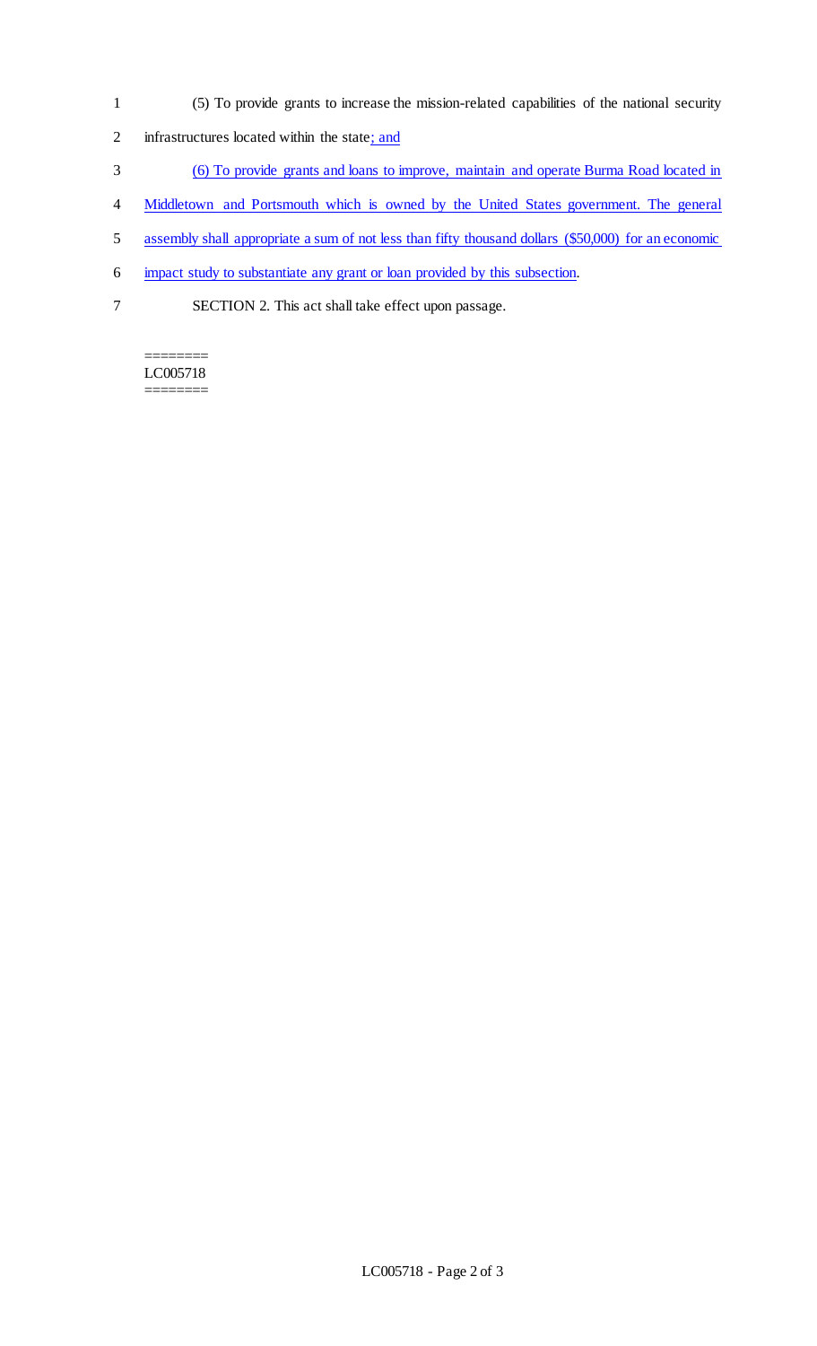(5) To provide grants to increase the mission-related capabilities of the national security infrastructures located within the state; and

(6) To provide grants and loans to improve, maintain and operate Burma Road located in Middletown and Portsmouth which is owned by the United States government. The general assembly shall appropriate a sum of not less than fifty thousand dollars ($50,000) for an economic impact study to substantiate any grant or loan provided by this subsection.

SECTION 2. This act shall take effect upon passage.

========
LC005718
========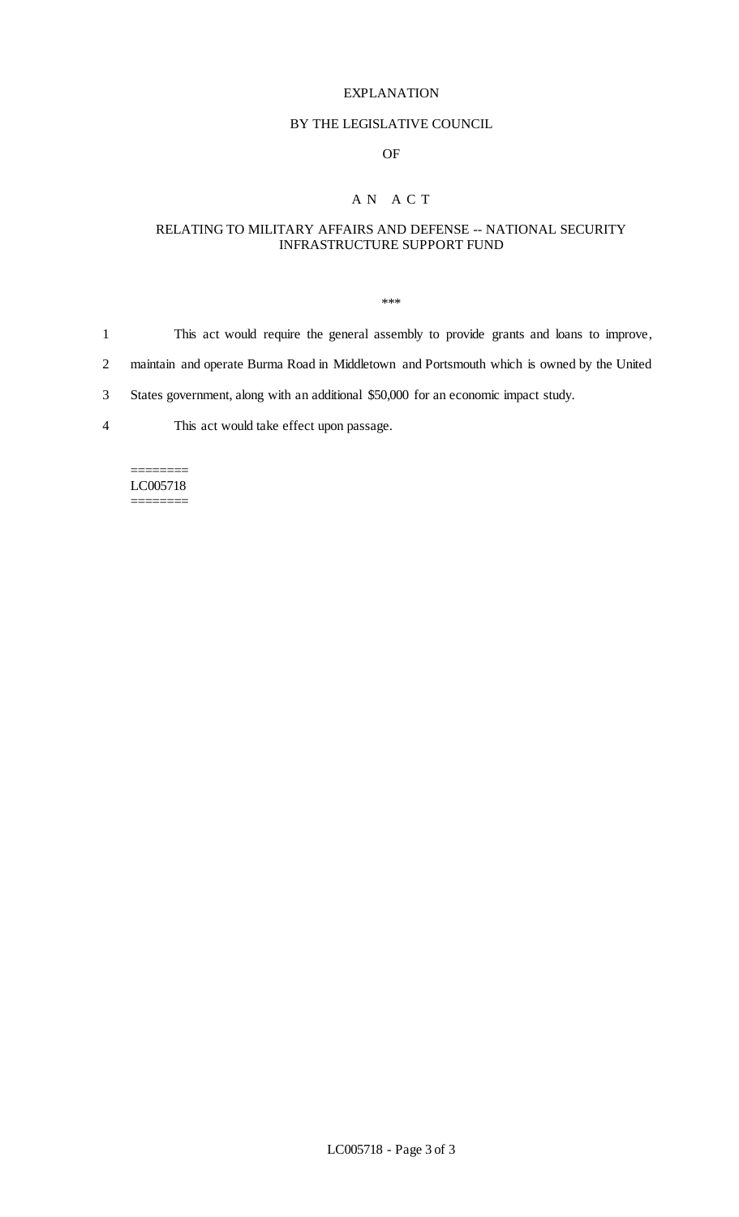EXPLANATION

BY THE LEGISLATIVE COUNCIL

OF

A N A C T

RELATING TO MILITARY AFFAIRS AND DEFENSE -- NATIONAL SECURITY INFRASTRUCTURE SUPPORT FUND

\*\*\*

1 This act would require the general assembly to provide grants and loans to improve,
2 maintain and operate Burma Road in Middletown and Portsmouth which is owned by the United
3 States government, along with an additional $50,000 for an economic impact study.
4 This act would take effect upon passage.

========
LC005718
========